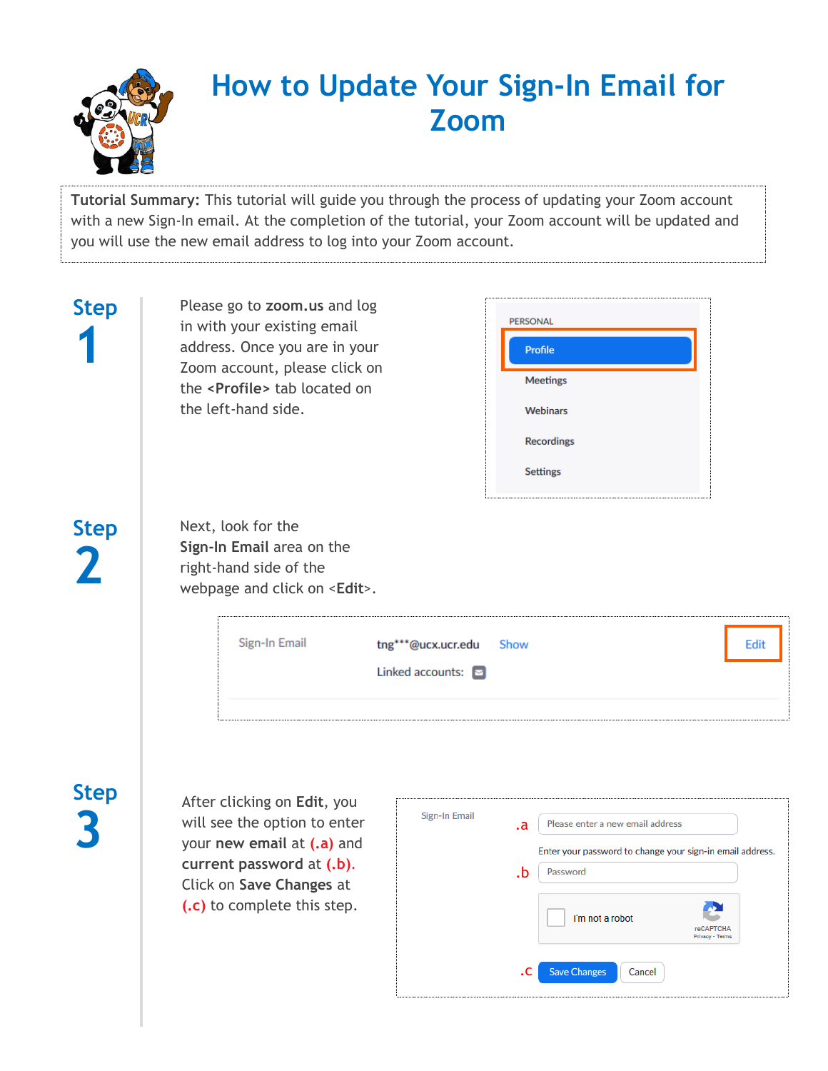# How to Update Your Sign-In Email for Zoom

**Tutorial Summary:** This tutorial will guide you through the process of updating your Zoom account with a new Sign-In email. At the completion of the tutorial, your Zoom account will be updated and you will use the new email address to log into your Zoom account.

## Step 1

Please go to **zoom.us** and log in with your existing email address. Once you are in your Zoom account, please click on the **<Profile>** tab located on the left-hand side.

PERSONAL

- Profile
- Meetings
- Webinars
- Recordings
- Settings

## Step 2

Next, look for the **Sign-In Email** area on the right-hand side of the webpage and click on <**Edit**>.

Sign-In Email tng***@ucx.ucr.edu Show Edit

Linked accounts:

## Step 3

After clicking on **Edit**, you will see the option to enter your **new email** at **(.a)** and **current password** at **(.b)**. Click on **Save Changes** at **(.c)** to complete this step.

Sign-In Email

.a Please enter a new email address

Enter your password to change your sign-in email address.

.b Password

I'm not a robot

.c Save Changes Cancel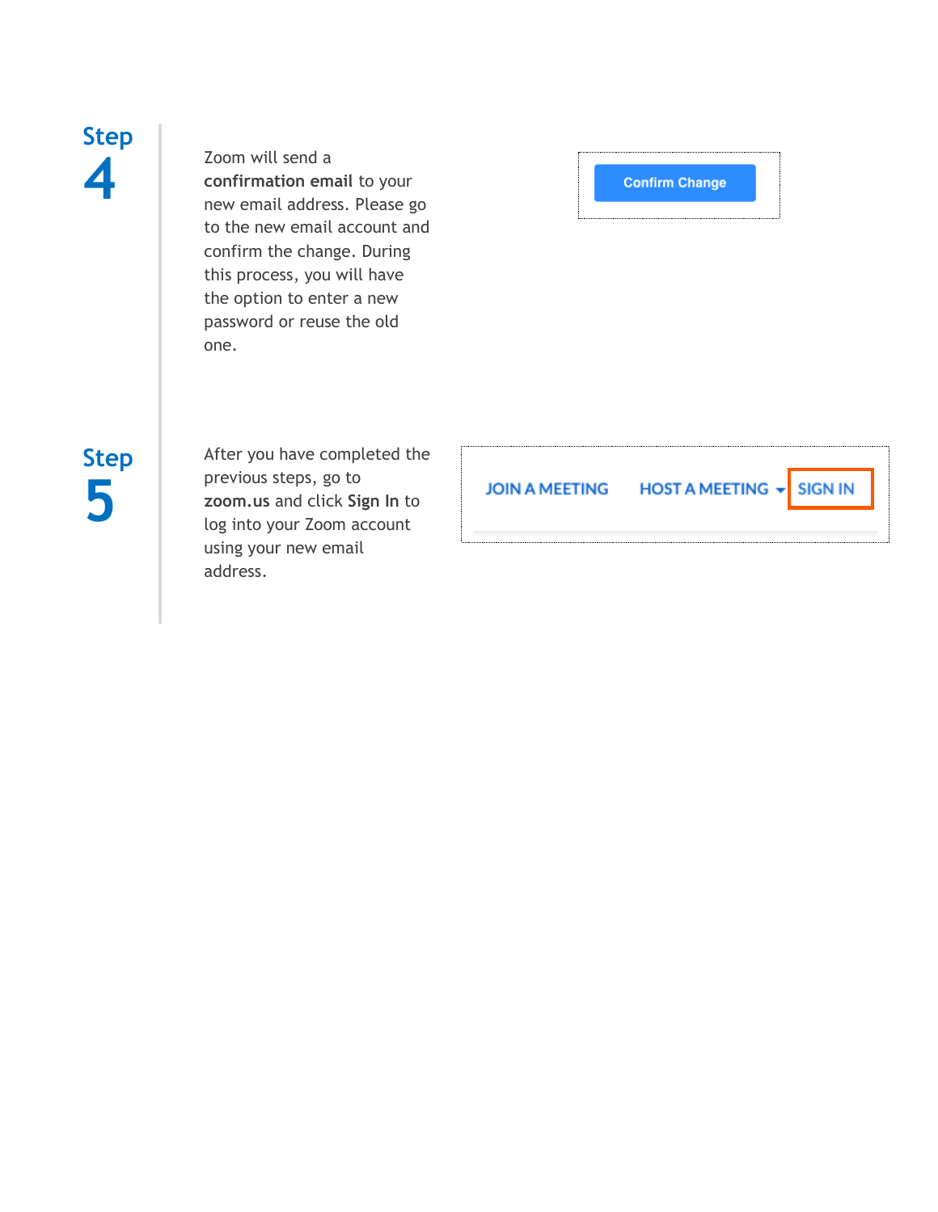## Step 4

Zoom will send a **confirmation email** to your new email address. Please go to the new email account and confirm the change. During this process, you will have the option to enter a new password or reuse the old one.

Confirm Change

## Step 5

After you have completed the previous steps, go to **zoom.us** and click **Sign In** to log into your Zoom account using your new email address.

JOIN A MEETING HOST A MEETING SIGN IN